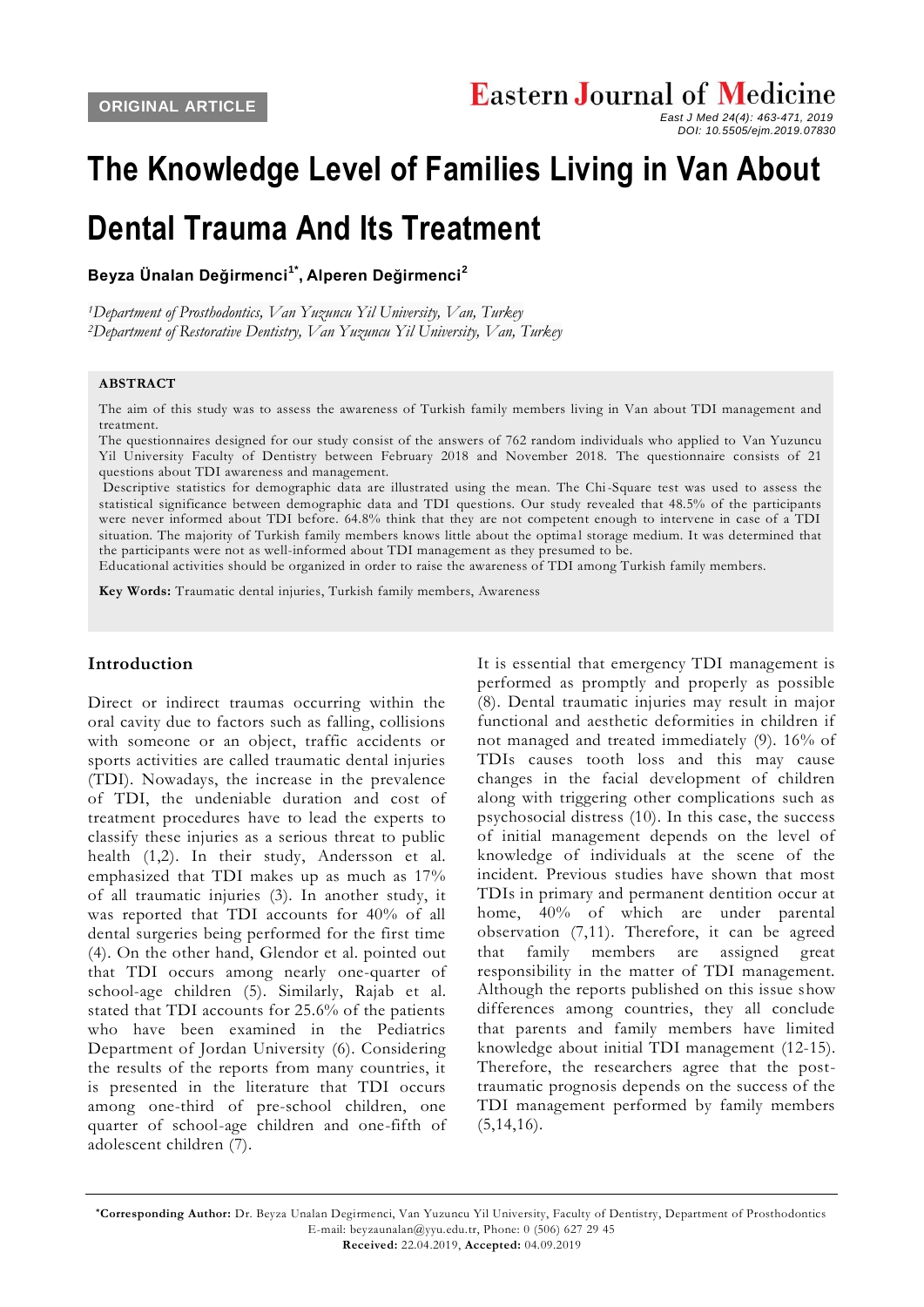ORIGINAL ARTICLE

# The Knowledge Level of Families Living in Van About Dental Trauma And Its Treatment

**Beyza Ünalan Değirmenci[1*], Alperen Değirmenci[2]**

*[1]Department of Prosthodontics, Van Yuzuncu Yil University, Van, Turkey*
*[2]Department of Restorative Dentistry, Van Yuzuncu Yil University, Van, Turkey*

## ABSTRACT

The aim of this study was to assess the awareness of Turkish family members living in Van about TDI management and treatment.

The questionnaires designed for our study consist of the answers of 762 random individuals who applied to Van Yuzuncu Yil University Faculty of Dentistry between February 2018 and November 2018. The questionnaire consists of 21 questions about TDI awareness and management.

Descriptive statistics for demographic data are illustrated using the mean. The Chi-Square test was used to assess the statistical significance between demographic data and TDI questions. Our study revealed that 48.5% of the participants were never informed about TDI before. 64.8% think that they are not competent enough to intervene in case of a TDI situation. The majority of Turkish family members knows little about the optimal storage medium. It was determined that the participants were not as well-informed about TDI management as they presumed to be.

Educational activities should be organized in order to raise the awareness of TDI among Turkish family members.

**Key Words:** Traumatic dental injuries, Turkish family members, Awareness

## Introduction

Direct or indirect traumas occurring within the oral cavity due to factors such as falling, collisions with someone or an object, traffic accidents or sports activities are called traumatic dental injuries (TDI). Nowadays, the increase in the prevalence of TDI, the undeniable duration and cost of treatment procedures have to lead the experts to classify these injuries as a serious threat to public health (1,2). In their study, Andersson et al. emphasized that TDI makes up as much as 17% of all traumatic injuries (3). In another study, it was reported that TDI accounts for 40% of all dental surgeries being performed for the first time (4). On the other hand, Glendor et al. pointed out that TDI occurs among nearly one-quarter of school-age children (5). Similarly, Rajab et al. stated that TDI accounts for 25.6% of the patients who have been examined in the Pediatrics Department of Jordan University (6). Considering the results of the reports from many countries, it is presented in the literature that TDI occurs among one-third of pre-school children, one quarter of school-age children and one-fifth of adolescent children (7).

It is essential that emergency TDI management is performed as promptly and properly as possible (8). Dental traumatic injuries may result in major functional and aesthetic deformities in children if not managed and treated immediately (9). 16% of TDIs causes tooth loss and this may cause changes in the facial development of children along with triggering other complications such as psychosocial distress (10). In this case, the success of initial management depends on the level of knowledge of individuals at the scene of the incident. Previous studies have shown that most TDIs in primary and permanent dentition occur at home, 40% of which are under parental observation (7,11). Therefore, it can be agreed that family members are assigned great responsibility in the matter of TDI management. Although the reports published on this issue show differences among countries, they all conclude that parents and family members have limited knowledge about initial TDI management (12-15). Therefore, the researchers agree that the post-traumatic prognosis depends on the success of the TDI management performed by family members (5,14,16).

*Corresponding Author: Dr. Beyza Unalan Degirmenci, Van Yuzuncu Yil University, Faculty of Dentistry, Department of Prosthodontics
E-mail: beyzaunalan@yyu.edu.tr, Phone: 0 (506) 627 29 45
**Received:** 22.04.2019, **Accepted:** 04.09.2019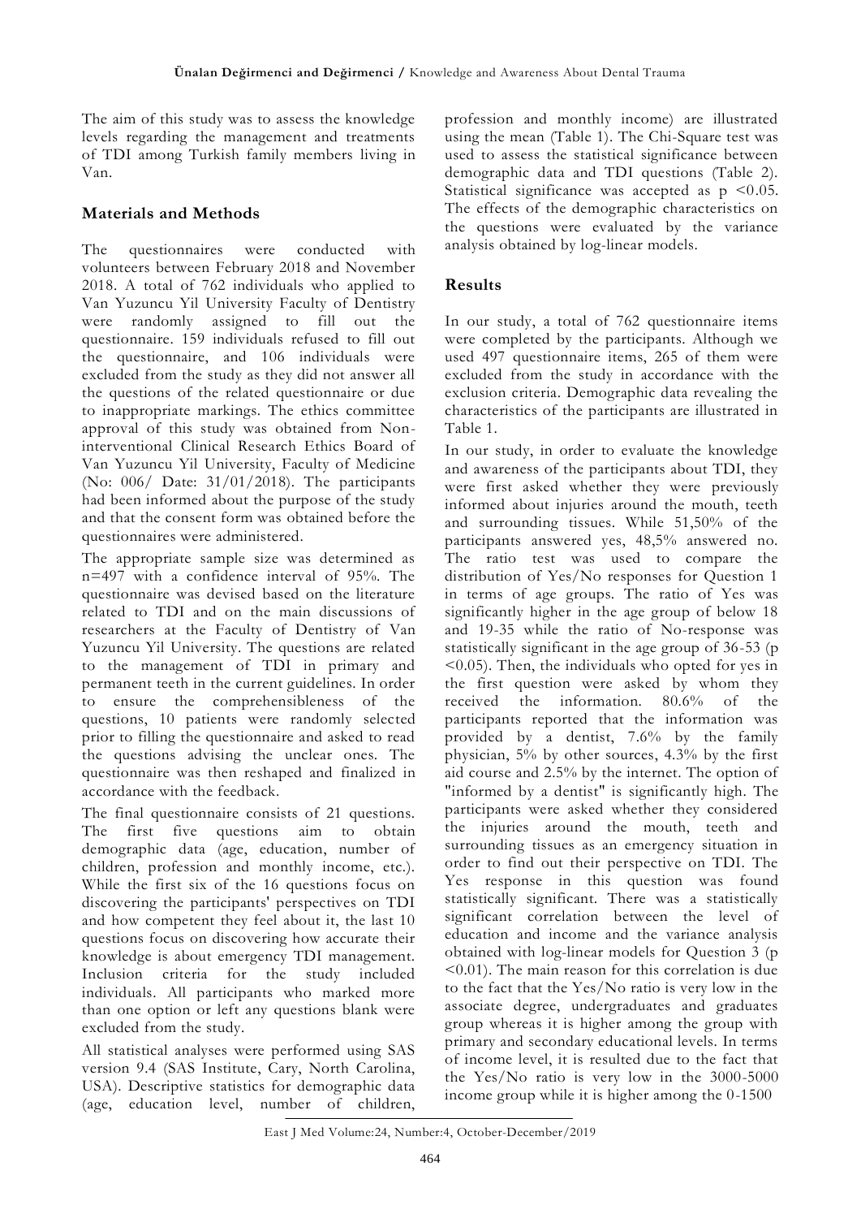The aim of this study was to assess the knowledge levels regarding the management and treatments of TDI among Turkish family members living in Van.

## Materials and Methods

The questionnaires were conducted with volunteers between February 2018 and November 2018. A total of 762 individuals who applied to Van Yuzuncu Yil University Faculty of Dentistry were randomly assigned to fill out the questionnaire. 159 individuals refused to fill out the questionnaire, and 106 individuals were excluded from the study as they did not answer all the questions of the related questionnaire or due to inappropriate markings. The ethics committee approval of this study was obtained from Non-interventional Clinical Research Ethics Board of Van Yuzuncu Yil University, Faculty of Medicine (No: 006/ Date: 31/01/2018). The participants had been informed about the purpose of the study and that the consent form was obtained before the questionnaires were administered.

The appropriate sample size was determined as n=497 with a confidence interval of 95%. The questionnaire was devised based on the literature related to TDI and on the main discussions of researchers at the Faculty of Dentistry of Van Yuzuncu Yil University. The questions are related to the management of TDI in primary and permanent teeth in the current guidelines. In order to ensure the comprehensibleness of the questions, 10 patients were randomly selected prior to filling the questionnaire and asked to read the questions advising the unclear ones. The questionnaire was then reshaped and finalized in accordance with the feedback.

The final questionnaire consists of 21 questions. The first five questions aim to obtain demographic data (age, education, number of children, profession and monthly income, etc.). While the first six of the 16 questions focus on discovering the participants' perspectives on TDI and how competent they feel about it, the last 10 questions focus on discovering how accurate their knowledge is about emergency TDI management. Inclusion criteria for the study included individuals. All participants who marked more than one option or left any questions blank were excluded from the study.

All statistical analyses were performed using SAS version 9.4 (SAS Institute, Cary, North Carolina, USA). Descriptive statistics for demographic data (age, education level, number of children, profession and monthly income) are illustrated using the mean (Table 1). The Chi-Square test was used to assess the statistical significance between demographic data and TDI questions (Table 2). Statistical significance was accepted as $p < 0.05$. The effects of the demographic characteristics on the questions were evaluated by the variance analysis obtained by log-linear models.

## Results

In our study, a total of 762 questionnaire items were completed by the participants. Although we used 497 questionnaire items, 265 of them were excluded from the study in accordance with the exclusion criteria. Demographic data revealing the characteristics of the participants are illustrated in Table 1.

In our study, in order to evaluate the knowledge and awareness of the participants about TDI, they were first asked whether they were previously informed about injuries around the mouth, teeth and surrounding tissues. While 51,50% of the participants answered yes, 48,5% answered no. The ratio test was used to compare the distribution of Yes/No responses for Question 1 in terms of age groups. The ratio of Yes was significantly higher in the age group of below 18 and 19-35 while the ratio of No-response was statistically significant in the age group of 36-53 ($p < 0.05$). Then, the individuals who opted for yes in the first question were asked by whom they received the information. 80.6% of the participants reported that the information was provided by a dentist, 7.6% by the family physician, 5% by other sources, 4.3% by the first aid course and 2.5% by the internet. The option of "informed by a dentist" is significantly high. The participants were asked whether they considered the injuries around the mouth, teeth and surrounding tissues as an emergency situation in order to find out their perspective on TDI. The Yes response in this question was found statistically significant. There was a statistically significant correlation between the level of education and income and the variance analysis obtained with log-linear models for Question 3 ($p < 0.01$). The main reason for this correlation is due to the fact that the Yes/No ratio is very low in the associate degree, undergraduates and graduates group whereas it is higher among the group with primary and secondary educational levels. In terms of income level, it is resulted due to the fact that the Yes/No ratio is very low in the 3000-5000 income group while it is higher among the 0-1500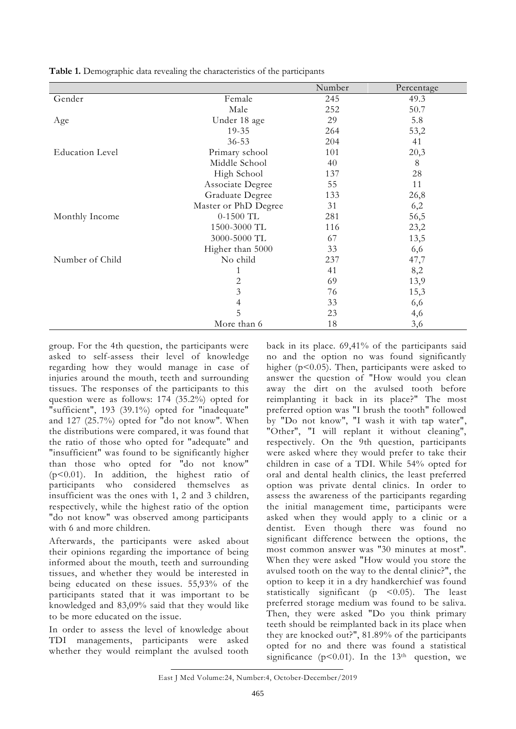**Table 1.** Demographic data revealing the characteristics of the participants

| | | Number | Percentage |
|---|---|---|---|
| Gender | Female | 245 | 49.3 |
| | Male | 252 | 50.7 |
| Age | Under 18 age | 29 | 5.8 |
| | 19-35 | 264 | 53,2 |
| | 36-53 | 204 | 41 |
| Education Level | Primary school | 101 | 20,3 |
| | Middle School | 40 | 8 |
| | High School | 137 | 28 |
| | Associate Degree | 55 | 11 |
| | Graduate Degree | 133 | 26,8 |
| | Master or PhD Degree | 31 | 6,2 |
| Monthly Income | 0-1500 TL | 281 | 56,5 |
| | 1500-3000 TL | 116 | 23,2 |
| | 3000-5000 TL | 67 | 13,5 |
| | Higher than 5000 | 33 | 6,6 |
| Number of Child | No child | 237 | 47,7 |
| | 1 | 41 | 8,2 |
| | 2 | 69 | 13,9 |
| | 3 | 76 | 15,3 |
| | 4 | 33 | 6,6 |
| | 5 | 23 | 4,6 |
| | More than 6 | 18 | 3,6 |

group. For the 4th question, the participants were asked to self-assess their level of knowledge regarding how they would manage in case of injuries around the mouth, teeth and surrounding tissues. The responses of the participants to this question were as follows: 174 (35.2%) opted for "sufficient", 193 (39.1%) opted for "inadequate" and 127 (25.7%) opted for "do not know". When the distributions were compared, it was found that the ratio of those who opted for "adequate" and "insufficient" was found to be significantly higher than those who opted for "do not know" ($p<0.01$). In addition, the highest ratio of participants who considered themselves as insufficient was the ones with 1, 2 and 3 children, respectively, while the highest ratio of the option "do not know" was observed among participants with 6 and more children.

Afterwards, the participants were asked about their opinions regarding the importance of being informed about the mouth, teeth and surrounding tissues, and whether they would be interested in being educated on these issues. 55,93% of the participants stated that it was important to be knowledged and 83,09% said that they would like to be more educated on the issue.

In order to assess the level of knowledge about TDI managements, participants were asked whether they would reimplant the avulsed tooth back in its place. 69,41% of the participants said no and the option no was found significantly higher ($p<0.05$). Then, participants were asked to answer the question of "How would you clean away the dirt on the avulsed tooth before reimplanting it back in its place?" The most preferred option was "I brush the tooth" followed by "Do not know", "I wash it with tap water", "Other", "I will replant it without cleaning", respectively. On the 9th question, participants were asked where they would prefer to take their children in case of a TDI. While 54% opted for oral and dental health clinics, the least preferred option was private dental clinics. In order to assess the awareness of the participants regarding the initial management time, participants were asked when they would apply to a clinic or a dentist. Even though there was found no significant difference between the options, the most common answer was "30 minutes at most". When they were asked "How would you store the avulsed tooth on the way to the dental clinic?", the option to keep it in a dry handkerchief was found statistically significant ($p<0.05$). The least preferred storage medium was found to be saliva. Then, they were asked "Do you think primary teeth should be reimplanted back in its place when they are knocked out?", 81.89% of the participants opted for no and there was found a statistical significance ($p<0.01$). In the 13th question, we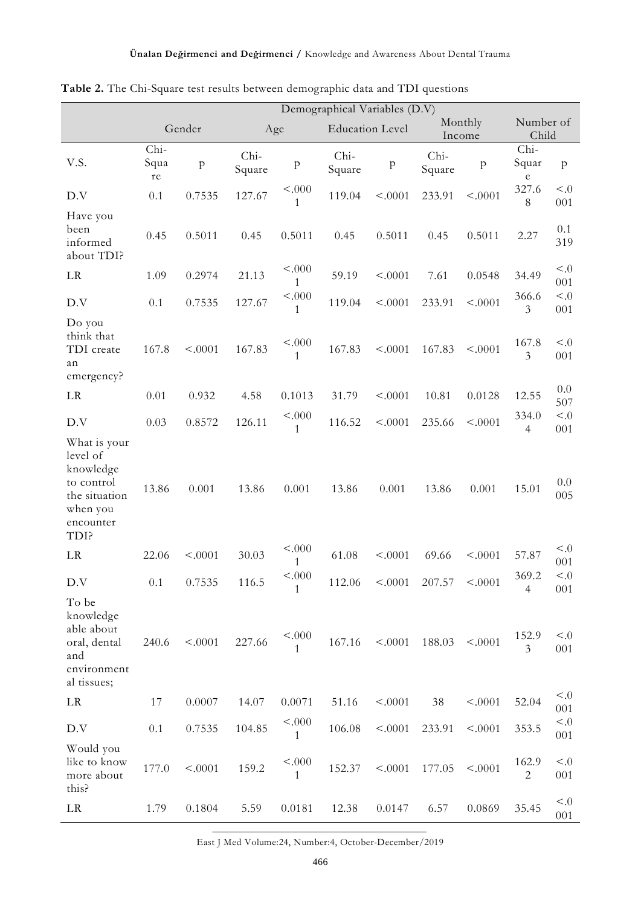**Table 2.** The Chi-Square test results between demographic data and TDI questions

| | Demographical Variables (D.V) | | | | | | | | | |
|---|---|---|---|---|---|---|---|---|---|---|
| | Gender | | Age | | Education Level | | Monthly Income | | Number of Child | |
| V.S. | Chi-Square | p | Chi-Square | p | Chi-Square | p | Chi-Square | p | Chi-Square | p |
| D.V | 0.1 | 0.7535 | 127.67 | <.0001 | 119.04 | <.0001 | 233.91 | <.0001 | 327.68 | <.0001 |
| Have you been informed about TDI? | 0.45 | 0.5011 | 0.45 | 0.5011 | 0.45 | 0.5011 | 0.45 | 0.5011 | 2.27 | 0.1319 |
| LR | 1.09 | 0.2974 | 21.13 | <.0001 | 59.19 | <.0001 | 7.61 | 0.0548 | 34.49 | <.0001 |
| D.V | 0.1 | 0.7535 | 127.67 | <.0001 | 119.04 | <.0001 | 233.91 | <.0001 | 366.63 | <.0001 |
| Do you think that TDI create an emergency? | 167.8 | <.0001 | 167.83 | <.0001 | 167.83 | <.0001 | 167.83 | <.0001 | 167.83 | <.0001 |
| LR | 0.01 | 0.932 | 4.58 | 0.1013 | 31.79 | <.0001 | 10.81 | 0.0128 | 12.55 | 0.0507 |
| D.V | 0.03 | 0.8572 | 126.11 | <.0001 | 116.52 | <.0001 | 235.66 | <.0001 | 334.04 | <.0001 |
| What is your level of knowledge to control the situation when you encounter TDI? | 13.86 | 0.001 | 13.86 | 0.001 | 13.86 | 0.001 | 13.86 | 0.001 | 15.01 | 0.0005 |
| LR | 22.06 | <.0001 | 30.03 | <.0001 | 61.08 | <.0001 | 69.66 | <.0001 | 57.87 | <.0001 |
| D.V | 0.1 | 0.7535 | 116.5 | <.0001 | 112.06 | <.0001 | 207.57 | <.0001 | 369.24 | <.0001 |
| To be knowledge able about oral, dental and environment al tissues; | 240.6 | <.0001 | 227.66 | <.0001 | 167.16 | <.0001 | 188.03 | <.0001 | 152.93 | <.0001 |
| LR | 17 | 0.0007 | 14.07 | 0.0071 | 51.16 | <.0001 | 38 | <.0001 | 52.04 | <.0001 |
| D.V | 0.1 | 0.7535 | 104.85 | <.0001 | 106.08 | <.0001 | 233.91 | <.0001 | 353.5 | <.0001 |
| Would you like to know more about this? | 177.0 | <.0001 | 159.2 | <.0001 | 152.37 | <.0001 | 177.05 | <.0001 | 162.92 | <.0001 |
| LR | 1.79 | 0.1804 | 5.59 | 0.0181 | 12.38 | 0.0147 | 6.57 | 0.0869 | 35.45 | <.0001 |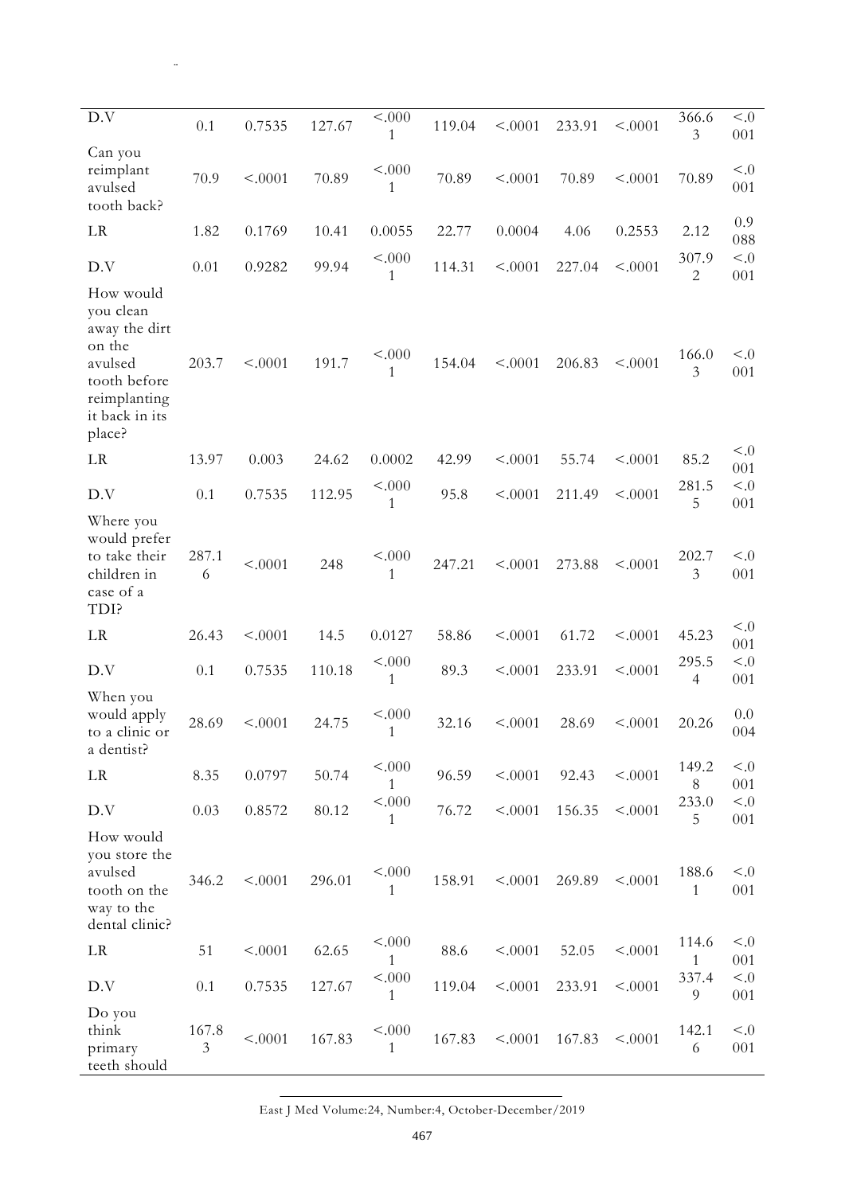| | | | | | | | | | | |
|---|---|---|---|---|---|---|---|---|---|---|
| D.V | 0.1 | 0.7535 | 127.67 | <.0001 | 119.04 | <.0001 | 233.91 | <.0001 | 366.63 | <.0001 |
| Can you reimplant avulsed tooth back? | 70.9 | <.0001 | 70.89 | <.0001 | 70.89 | <.0001 | 70.89 | <.0001 | 70.89 | <.0001 |
| LR | 1.82 | 0.1769 | 10.41 | 0.0055 | 22.77 | 0.0004 | 4.06 | 0.2553 | 2.12 | 0.9088 |
| D.V | 0.01 | 0.9282 | 99.94 | <.0001 | 114.31 | <.0001 | 227.04 | <.0001 | 307.92 | <.0001 |
| How would you clean away the dirt on the avulsed tooth before reimplanting it back in its place? | 203.7 | <.0001 | 191.7 | <.0001 | 154.04 | <.0001 | 206.83 | <.0001 | 166.03 | <.0001 |
| LR | 13.97 | 0.003 | 24.62 | 0.0002 | 42.99 | <.0001 | 55.74 | <.0001 | 85.2 | <.0001 |
| D.V | 0.1 | 0.7535 | 112.95 | <.0001 | 95.8 | <.0001 | 211.49 | <.0001 | 281.55 | <.0001 |
| Where you would prefer to take their children in case of a TDI? | 287.16 | <.0001 | 248 | <.0001 | 247.21 | <.0001 | 273.88 | <.0001 | 202.73 | <.0001 |
| LR | 26.43 | <.0001 | 14.5 | 0.0127 | 58.86 | <.0001 | 61.72 | <.0001 | 45.23 | <.0001 |
| D.V | 0.1 | 0.7535 | 110.18 | <.0001 | 89.3 | <.0001 | 233.91 | <.0001 | 295.54 | <.0001 |
| When you would apply to a clinic or a dentist? | 28.69 | <.0001 | 24.75 | <.0001 | 32.16 | <.0001 | 28.69 | <.0001 | 20.26 | 0.0004 |
| LR | 8.35 | 0.0797 | 50.74 | <.0001 | 96.59 | <.0001 | 92.43 | <.0001 | 149.28 | <.0001 |
| D.V | 0.03 | 0.8572 | 80.12 | <.0001 | 76.72 | <.0001 | 156.35 | <.0001 | 233.05 | <.0001 |
| How would you store the avulsed tooth on the way to the dental clinic? | 346.2 | <.0001 | 296.01 | <.0001 | 158.91 | <.0001 | 269.89 | <.0001 | 188.61 | <.0001 |
| LR | 51 | <.0001 | 62.65 | <.0001 | 88.6 | <.0001 | 52.05 | <.0001 | 114.61 | <.0001 |
| D.V | 0.1 | 0.7535 | 127.67 | <.0001 | 119.04 | <.0001 | 233.91 | <.0001 | 337.49 | <.0001 |
| Do you think primary teeth should | 167.83 | <.0001 | 167.83 | <.0001 | 167.83 | <.0001 | 167.83 | <.0001 | 142.16 | <.0001 |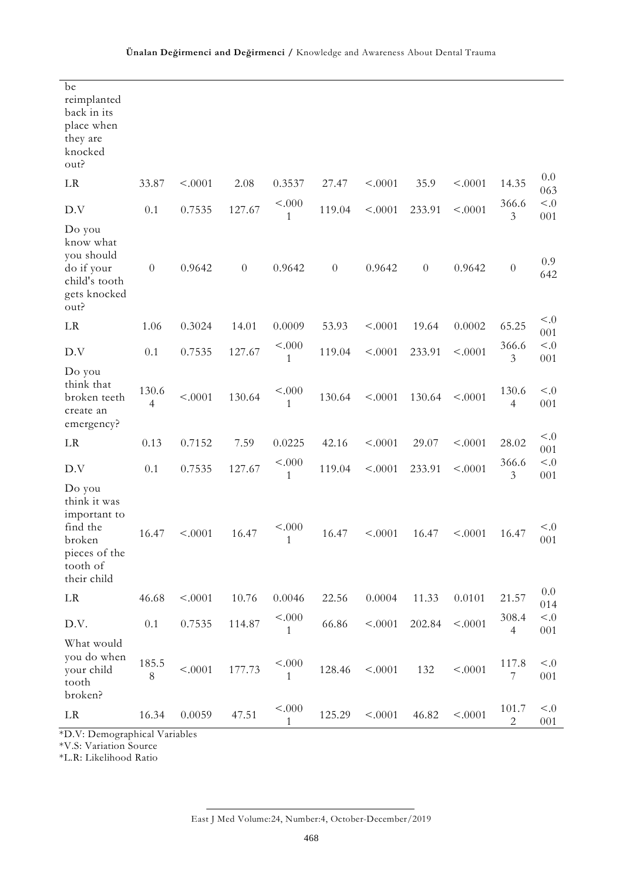| be reimplanted back in its place when they are knocked out? | | | | | | | | | | |
|---|---|---|---|---|---|---|---|---|---|---|
| LR | 33.87 | <.0001 | 2.08 | 0.3537 | 27.47 | <.0001 | 35.9 | <.0001 | 14.35 | 0.0063 |
| D.V | 0.1 | 0.7535 | 127.67 | <.0001 | 119.04 | <.0001 | 233.91 | <.0001 | 366.63 | <.0001 |
| Do you know what you should do if your child's tooth gets knocked out? | 0 | 0.9642 | 0 | 0.9642 | 0 | 0.9642 | 0 | 0.9642 | 0 | 0.9642 |
| LR | 1.06 | 0.3024 | 14.01 | 0.0009 | 53.93 | <.0001 | 19.64 | 0.0002 | 65.25 | <.0001 |
| D.V | 0.1 | 0.7535 | 127.67 | <.0001 | 119.04 | <.0001 | 233.91 | <.0001 | 366.63 | <.0001 |
| Do you think that broken teeth create an emergency? | 130.64 | <.0001 | 130.64 | <.0001 | 130.64 | <.0001 | 130.64 | <.0001 | 130.64 | <.0001 |
| LR | 0.13 | 0.7152 | 7.59 | 0.0225 | 42.16 | <.0001 | 29.07 | <.0001 | 28.02 | <.0001 |
| D.V | 0.1 | 0.7535 | 127.67 | <.0001 | 119.04 | <.0001 | 233.91 | <.0001 | 366.63 | <.0001 |
| Do you think it was important to find the broken pieces of the tooth of their child | 16.47 | <.0001 | 16.47 | <.0001 | 16.47 | <.0001 | 16.47 | <.0001 | 16.47 | <.0001 |
| LR | 46.68 | <.0001 | 10.76 | 0.0046 | 22.56 | 0.0004 | 11.33 | 0.0101 | 21.57 | 0.0014 |
| D.V. | 0.1 | 0.7535 | 114.87 | <.0001 | 66.86 | <.0001 | 202.84 | <.0001 | 308.44 | <.0001 |
| What would you do when your child tooth broken? | 185.58 | <.0001 | 177.73 | <.0001 | 128.46 | <.0001 | 132 | <.0001 | 117.87 | <.0001 |
| LR | 16.34 | 0.0059 | 47.51 | <.0001 | 125.29 | <.0001 | 46.82 | <.0001 | 101.72 | <.0001 |

*D.V: Demographical Variables
*V.S: Variation Source
*L.R: Likelihood Ratio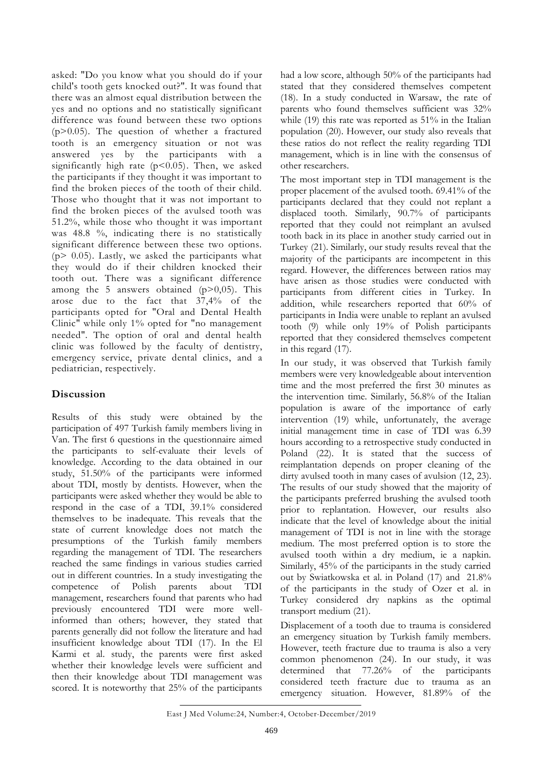asked: "Do you know what you should do if your child's tooth gets knocked out?". It was found that there was an almost equal distribution between the yes and no options and no statistically significant difference was found between these two options ($p>0.05$). The question of whether a fractured tooth is an emergency situation or not was answered yes by the participants with a significantly high rate ($p<0.05$). Then, we asked the participants if they thought it was important to find the broken pieces of the tooth of their child. Those who thought that it was not important to find the broken pieces of the avulsed tooth was 51.2%, while those who thought it was important was 48.8 %, indicating there is no statistically significant difference between these two options. ($p> 0.05$). Lastly, we asked the participants what they would do if their children knocked their tooth out. There was a significant difference among the 5 answers obtained ($p>0,05$). This arose due to the fact that 37,4% of the participants opted for "Oral and Dental Health Clinic" while only 1% opted for "no management needed". The option of oral and dental health clinic was followed by the faculty of dentistry, emergency service, private dental clinics, and a pediatrician, respectively.

## Discussion

Results of this study were obtained by the participation of 497 Turkish family members living in Van. The first 6 questions in the questionnaire aimed the participants to self-evaluate their levels of knowledge. According to the data obtained in our study, 51.50% of the participants were informed about TDI, mostly by dentists. However, when the participants were asked whether they would be able to respond in the case of a TDI, 39.1% considered themselves to be inadequate. This reveals that the state of current knowledge does not match the presumptions of the Turkish family members regarding the management of TDI. The researchers reached the same findings in various studies carried out in different countries. In a study investigating the competence of Polish parents about TDI management, researchers found that parents who had previously encountered TDI were more well-informed than others; however, they stated that parents generally did not follow the literature and had insufficient knowledge about TDI (17). In the El Karmi et al. study, the parents were first asked whether their knowledge levels were sufficient and then their knowledge about TDI management was scored. It is noteworthy that 25% of the participants had a low score, although 50% of the participants had stated that they considered themselves competent (18). In a study conducted in Warsaw, the rate of parents who found themselves sufficient was 32% while (19) this rate was reported as 51% in the Italian population (20). However, our study also reveals that these ratios do not reflect the reality regarding TDI management, which is in line with the consensus of other researchers.

The most important step in TDI management is the proper placement of the avulsed tooth. 69.41% of the participants declared that they could not replant a displaced tooth. Similarly, 90.7% of participants reported that they could not reimplant an avulsed tooth back in its place in another study carried out in Turkey (21). Similarly, our study results reveal that the majority of the participants are incompetent in this regard. However, the differences between ratios may have arisen as those studies were conducted with participants from different cities in Turkey. In addition, while researchers reported that 60% of participants in India were unable to replant an avulsed tooth (9) while only 19% of Polish participants reported that they considered themselves competent in this regard (17).

In our study, it was observed that Turkish family members were very knowledgeable about intervention time and the most preferred the first 30 minutes as the intervention time. Similarly, 56.8% of the Italian population is aware of the importance of early intervention (19) while, unfortunately, the average initial management time in case of TDI was 6.39 hours according to a retrospective study conducted in Poland (22). It is stated that the success of reimplantation depends on proper cleaning of the dirty avulsed tooth in many cases of avulsion (12, 23). The results of our study showed that the majority of the participants preferred brushing the avulsed tooth prior to replantation. However, our results also indicate that the level of knowledge about the initial management of TDI is not in line with the storage medium. The most preferred option is to store the avulsed tooth within a dry medium, ie a napkin. Similarly, 45% of the participants in the study carried out by Swiatkowska et al. in Poland (17) and 21.8% of the participants in the study of Ozer et al. in Turkey considered dry napkins as the optimal transport medium (21).

Displacement of a tooth due to trauma is considered an emergency situation by Turkish family members. However, teeth fracture due to trauma is also a very common phenomenon (24). In our study, it was determined that 77.26% of the participants considered teeth fracture due to trauma as an emergency situation. However, 81.89% of the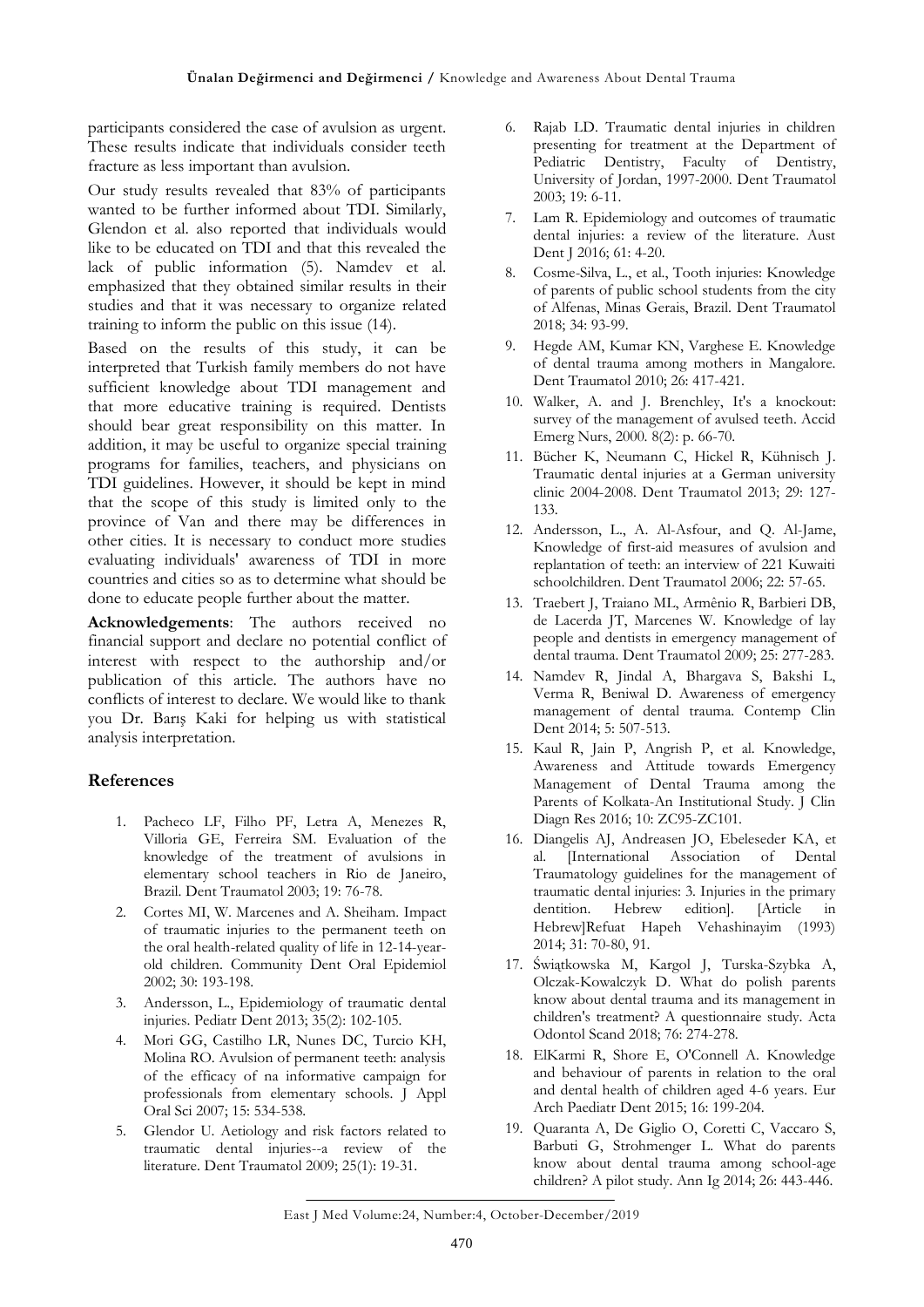participants considered the case of avulsion as urgent. These results indicate that individuals consider teeth fracture as less important than avulsion.

Our study results revealed that 83% of participants wanted to be further informed about TDI. Similarly, Glendon et al. also reported that individuals would like to be educated on TDI and that this revealed the lack of public information (5). Namdev et al. emphasized that they obtained similar results in their studies and that it was necessary to organize related training to inform the public on this issue (14).

Based on the results of this study, it can be interpreted that Turkish family members do not have sufficient knowledge about TDI management and that more educative training is required. Dentists should bear great responsibility on this matter. In addition, it may be useful to organize special training programs for families, teachers, and physicians on TDI guidelines. However, it should be kept in mind that the scope of this study is limited only to the province of Van and there may be differences in other cities. It is necessary to conduct more studies evaluating individuals' awareness of TDI in more countries and cities so as to determine what should be done to educate people further about the matter.

**Acknowledgements**: The authors received no financial support and declare no potential conflict of interest with respect to the authorship and/or publication of this article. The authors have no conflicts of interest to declare. We would like to thank you Dr. Barış Kaki for helping us with statistical analysis interpretation.

## References

1. Pacheco LF, Filho PF, Letra A, Menezes R, Villoria GE, Ferreira SM. Evaluation of the knowledge of the treatment of avulsions in elementary school teachers in Rio de Janeiro, Brazil. Dent Traumatol 2003; 19: 76-78.
2. Cortes MI, W. Marcenes and A. Sheiham. Impact of traumatic injuries to the permanent teeth on the oral health-related quality of life in 12-14-year-old children. Community Dent Oral Epidemiol 2002; 30: 193-198.
3. Andersson, L., Epidemiology of traumatic dental injuries. Pediatr Dent 2013; 35(2): 102-105.
4. Mori GG, Castilho LR, Nunes DC, Turcio KH, Molina RO. Avulsion of permanent teeth: analysis of the efficacy of na informative campaign for professionals from elementary schools. J Appl Oral Sci 2007; 15: 534-538.
5. Glendor U. Aetiology and risk factors related to traumatic dental injuries--a review of the literature. Dent Traumatol 2009; 25(1): 19-31.
6. Rajab LD. Traumatic dental injuries in children presenting for treatment at the Department of Pediatric Dentistry, Faculty of Dentistry, University of Jordan, 1997-2000. Dent Traumatol 2003; 19: 6-11.
7. Lam R. Epidemiology and outcomes of traumatic dental injuries: a review of the literature. Aust Dent J 2016; 61: 4-20.
8. Cosme-Silva, L., et al., Tooth injuries: Knowledge of parents of public school students from the city of Alfenas, Minas Gerais, Brazil. Dent Traumatol 2018; 34: 93-99.
9. Hegde AM, Kumar KN, Varghese E. Knowledge of dental trauma among mothers in Mangalore. Dent Traumatol 2010; 26: 417-421.
10. Walker, A. and J. Brenchley, It's a knockout: survey of the management of avulsed teeth. Accid Emerg Nurs, 2000. 8(2): p. 66-70.
11. Bücher K, Neumann C, Hickel R, Kühnisch J. Traumatic dental injuries at a German university clinic 2004-2008. Dent Traumatol 2013; 29: 127-133.
12. Andersson, L., A. Al-Asfour, and Q. Al-Jame, Knowledge of first-aid measures of avulsion and replantation of teeth: an interview of 221 Kuwaiti schoolchildren. Dent Traumatol 2006; 22: 57-65.
13. Traebert J, Traiano ML, Armênio R, Barbieri DB, de Lacerda JT, Marcenes W. Knowledge of lay people and dentists in emergency management of dental trauma. Dent Traumatol 2009; 25: 277-283.
14. Namdev R, Jindal A, Bhargava S, Bakshi L, Verma R, Beniwal D. Awareness of emergency management of dental trauma. Contemp Clin Dent 2014; 5: 507-513.
15. Kaul R, Jain P, Angrish P, et al. Knowledge, Awareness and Attitude towards Emergency Management of Dental Trauma among the Parents of Kolkata-An Institutional Study. J Clin Diagn Res 2016; 10: ZC95-ZC101.
16. Diangelis AJ, Andreasen JO, Ebeleseder KA, et al. [International Association of Dental Traumatology guidelines for the management of traumatic dental injuries: 3. Injuries in the primary dentition. Hebrew edition]. [Article in Hebrew]Refuat Hapeh Vehashinayim (1993) 2014; 31: 70-80, 91.
17. Świątkowska M, Kargol J, Turska-Szybka A, Olczak-Kowalczyk D. What do polish parents know about dental trauma and its management in children's treatment? A questionnaire study. Acta Odontol Scand 2018; 76: 274-278.
18. ElKarmi R, Shore E, O'Connell A. Knowledge and behaviour of parents in relation to the oral and dental health of children aged 4-6 years. Eur Arch Paediatr Dent 2015; 16: 199-204.
19. Quaranta A, De Giglio O, Coretti C, Vaccaro S, Barbuti G, Strohmenger L. What do parents know about dental trauma among school-age children? A pilot study. Ann Ig 2014; 26: 443-446.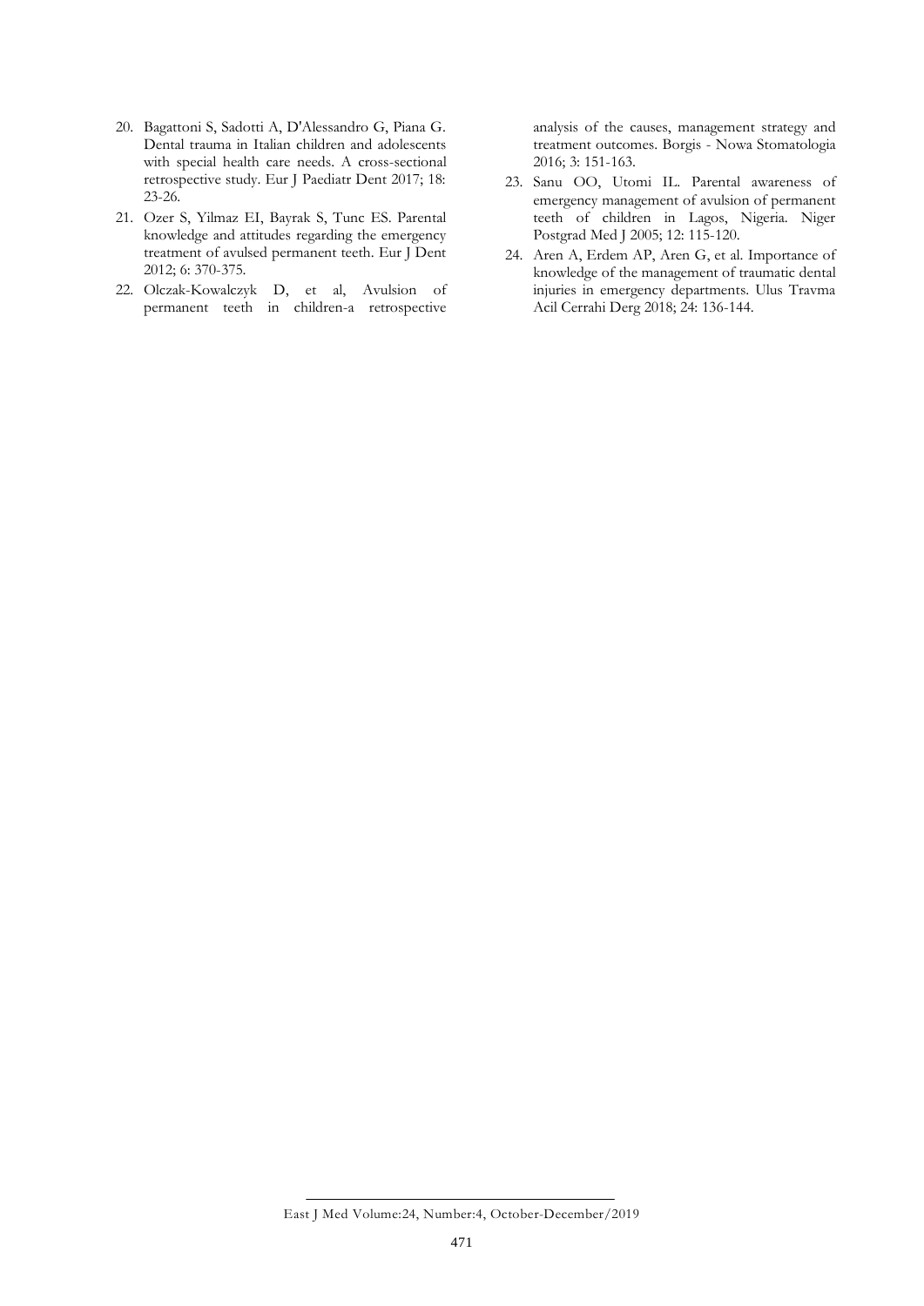20. Bagattoni S, Sadotti A, D'Alessandro G, Piana G. Dental trauma in Italian children and adolescents with special health care needs. A cross-sectional retrospective study. Eur J Paediatr Dent 2017; 18: 23-26.
21. Ozer S, Yilmaz EI, Bayrak S, Tunc ES. Parental knowledge and attitudes regarding the emergency treatment of avulsed permanent teeth. Eur J Dent 2012; 6: 370-375.
22. Olczak-Kowalczyk D, et al, Avulsion of permanent teeth in children-a retrospective analysis of the causes, management strategy and treatment outcomes. Borgis - Nowa Stomatologia 2016; 3: 151-163.
23. Sanu OO, Utomi IL. Parental awareness of emergency management of avulsion of permanent teeth of children in Lagos, Nigeria. Niger Postgrad Med J 2005; 12: 115-120.
24. Aren A, Erdem AP, Aren G, et al. Importance of knowledge of the management of traumatic dental injuries in emergency departments. Ulus Travma Acil Cerrahi Derg 2018; 24: 136-144.